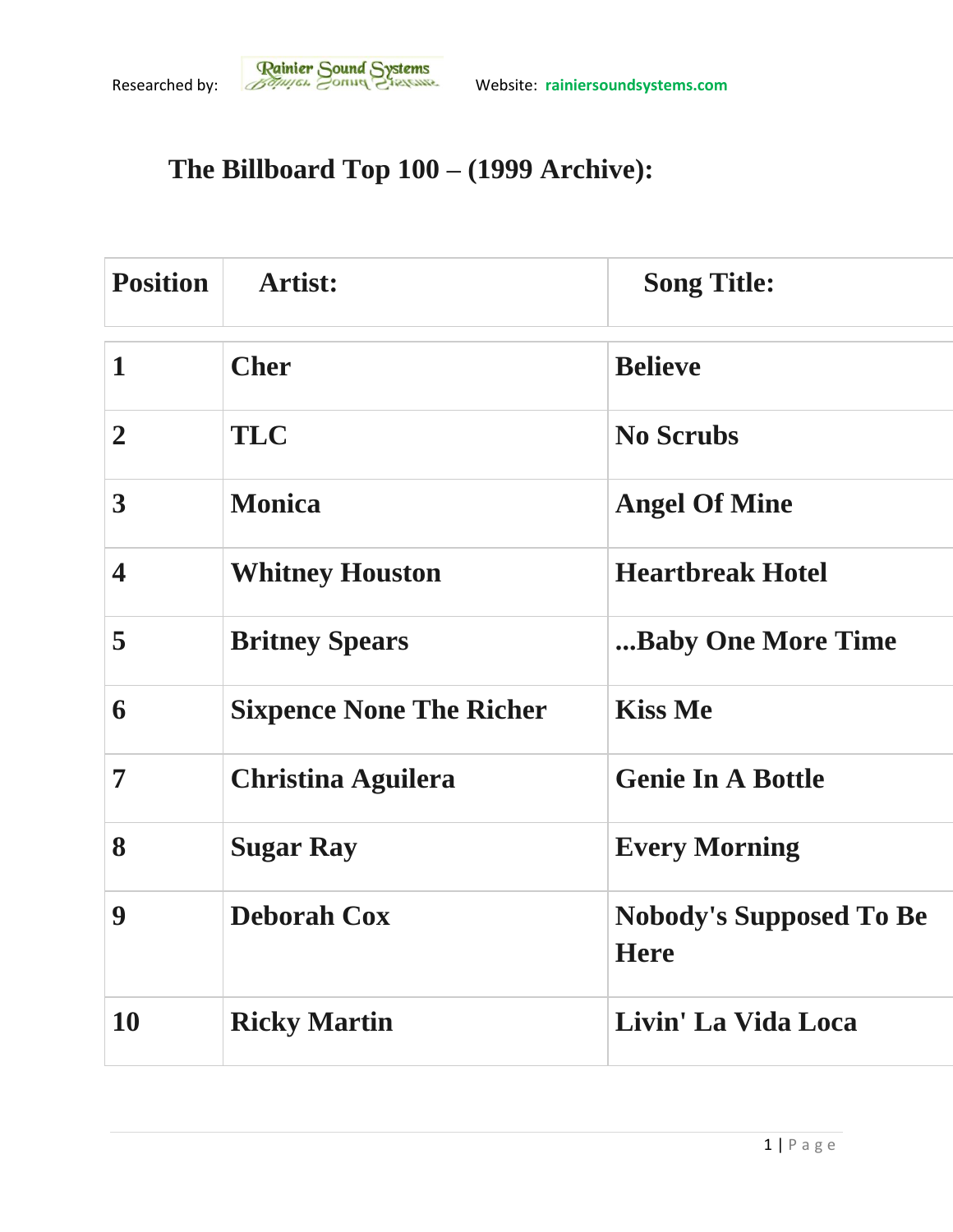Researched by: Rainier Sound Systems Website: rainiersoundsystems.com

# The Billboard Top 100 – (1999 Archive):

| Position | Artist: | Song Title: |
| --- | --- | --- |
| 1 | Cher | Believe |
| 2 | TLC | No Scrubs |
| 3 | Monica | Angel Of Mine |
| 4 | Whitney Houston | Heartbreak Hotel |
| 5 | Britney Spears | ...Baby One More Time |
| 6 | Sixpence None The Richer | Kiss Me |
| 7 | Christina Aguilera | Genie In A Bottle |
| 8 | Sugar Ray | Every Morning |
| 9 | Deborah Cox | Nobody's Supposed To Be Here |
| 10 | Ricky Martin | Livin' La Vida Loca |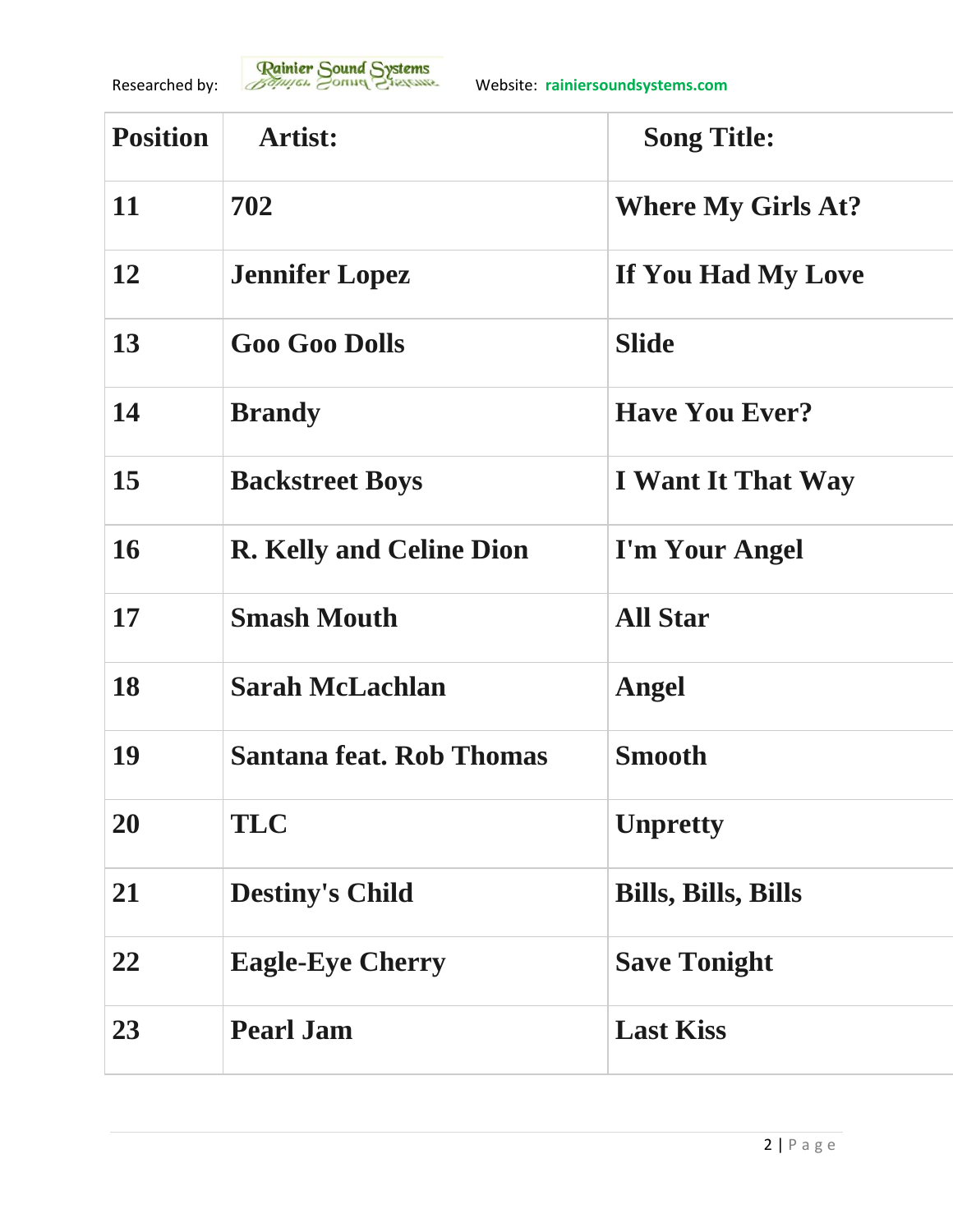Researched by: Rainier Sound Systems Website: rainiersoundsystems.com

| Position | Artist: | Song Title: |
|---|---|---|
| 11 | 702 | Where My Girls At? |
| 12 | Jennifer Lopez | If You Had My Love |
| 13 | Goo Goo Dolls | Slide |
| 14 | Brandy | Have You Ever? |
| 15 | Backstreet Boys | I Want It That Way |
| 16 | R. Kelly and Celine Dion | I'm Your Angel |
| 17 | Smash Mouth | All Star |
| 18 | Sarah McLachlan | Angel |
| 19 | Santana feat. Rob Thomas | Smooth |
| 20 | TLC | Unpretty |
| 21 | Destiny's Child | Bills, Bills, Bills |
| 22 | Eagle-Eye Cherry | Save Tonight |
| 23 | Pearl Jam | Last Kiss |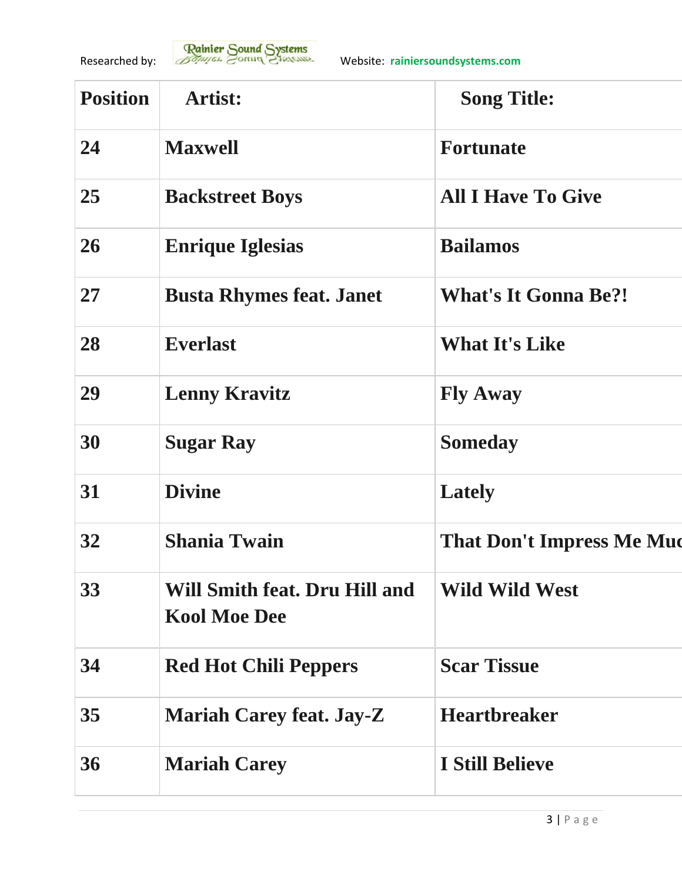Researched by: Rainier Sound Systems Website: rainiersoundsystems.com

| Position | Artist: | Song Title: |
|---|---|---|
| 24 | Maxwell | Fortunate |
| 25 | Backstreet Boys | All I Have To Give |
| 26 | Enrique Iglesias | Bailamos |
| 27 | Busta Rhymes feat. Janet | What's It Gonna Be?! |
| 28 | Everlast | What It's Like |
| 29 | Lenny Kravitz | Fly Away |
| 30 | Sugar Ray | Someday |
| 31 | Divine | Lately |
| 32 | Shania Twain | That Don't Impress Me Muc |
| 33 | Will Smith feat. Dru Hill and Kool Moe Dee | Wild Wild West |
| 34 | Red Hot Chili Peppers | Scar Tissue |
| 35 | Mariah Carey feat. Jay-Z | Heartbreaker |
| 36 | Mariah Carey | I Still Believe |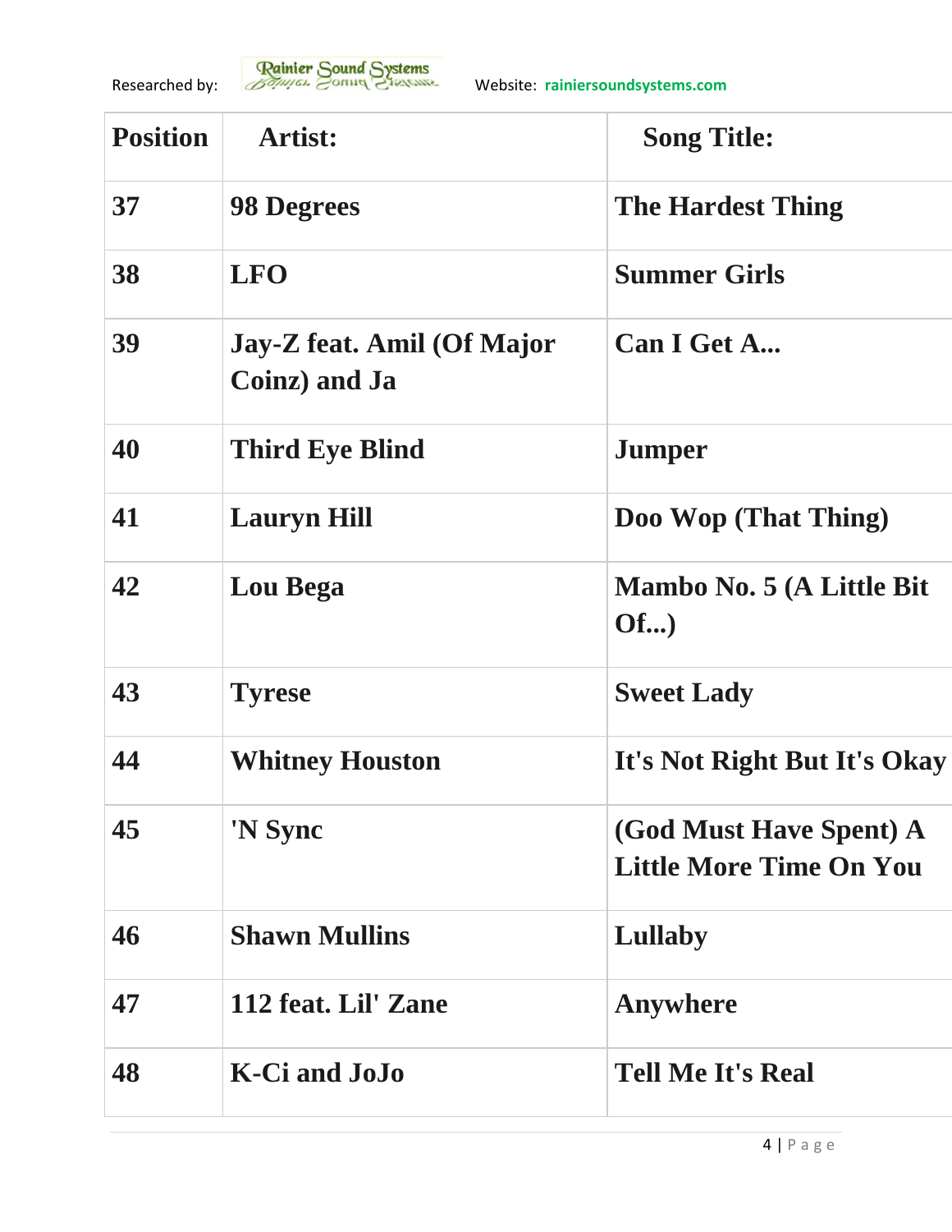| Position | Artist: | Song Title: |
|---|---|---|
| 37 | 98 Degrees | The Hardest Thing |
| 38 | LFO | Summer Girls |
| 39 | Jay-Z feat. Amil (Of Major Coinz) and Ja | Can I Get A... |
| 40 | Third Eye Blind | Jumper |
| 41 | Lauryn Hill | Doo Wop (That Thing) |
| 42 | Lou Bega | Mambo No. 5 (A Little Bit Of...) |
| 43 | Tyrese | Sweet Lady |
| 44 | Whitney Houston | It's Not Right But It's Okay |
| 45 | 'N Sync | (God Must Have Spent) A Little More Time On You |
| 46 | Shawn Mullins | Lullaby |
| 47 | 112 feat. Lil' Zane | Anywhere |
| 48 | K-Ci and JoJo | Tell Me It's Real |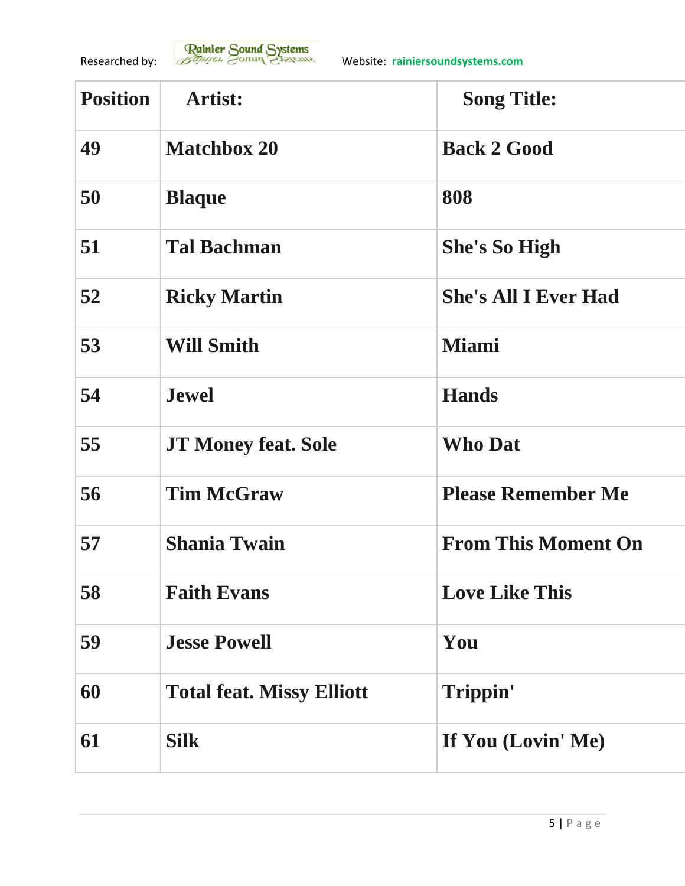Researched by: Rainier Sound Systems Website: rainiersoundsystems.com

| Position | Artist: | Song Title: |
|---|---|---|
| 49 | Matchbox 20 | Back 2 Good |
| 50 | Blaque | 808 |
| 51 | Tal Bachman | She's So High |
| 52 | Ricky Martin | She's All I Ever Had |
| 53 | Will Smith | Miami |
| 54 | Jewel | Hands |
| 55 | JT Money feat. Sole | Who Dat |
| 56 | Tim McGraw | Please Remember Me |
| 57 | Shania Twain | From This Moment On |
| 58 | Faith Evans | Love Like This |
| 59 | Jesse Powell | You |
| 60 | Total feat. Missy Elliott | Trippin' |
| 61 | Silk | If You (Lovin' Me) |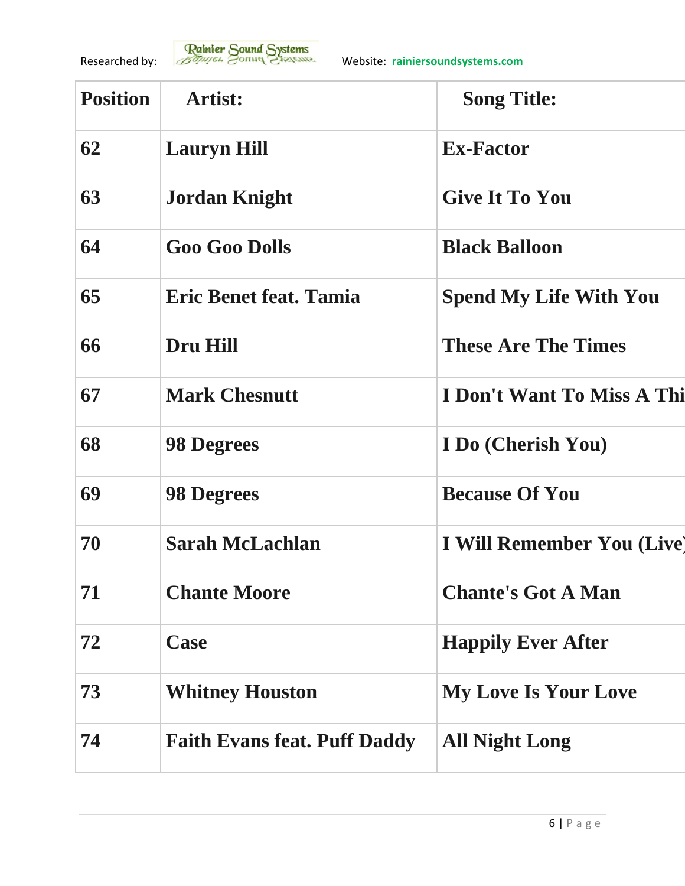Researched by: Rainier Sound Systems Website: rainiersoundsystems.com

| Position | Artist: | Song Title: |
|---|---|---|
| 62 | Lauryn Hill | Ex-Factor |
| 63 | Jordan Knight | Give It To You |
| 64 | Goo Goo Dolls | Black Balloon |
| 65 | Eric Benet feat. Tamia | Spend My Life With You |
| 66 | Dru Hill | These Are The Times |
| 67 | Mark Chesnutt | I Don't Want To Miss A Thi |
| 68 | 98 Degrees | I Do (Cherish You) |
| 69 | 98 Degrees | Because Of You |
| 70 | Sarah McLachlan | I Will Remember You (Live) |
| 71 | Chante Moore | Chante's Got A Man |
| 72 | Case | Happily Ever After |
| 73 | Whitney Houston | My Love Is Your Love |
| 74 | Faith Evans feat. Puff Daddy | All Night Long |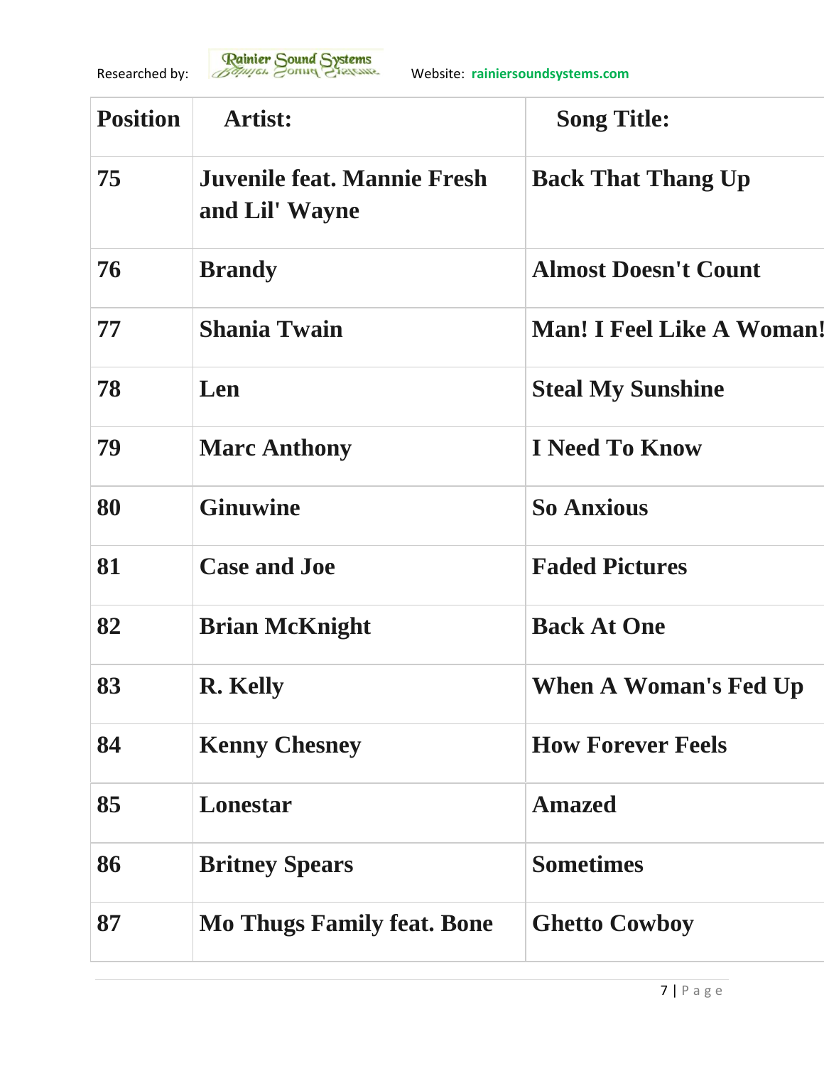| Position | Artist: | Song Title: |
|---|---|---|
| 75 | Juvenile feat. Mannie Fresh and Lil' Wayne | Back That Thang Up |
| 76 | Brandy | Almost Doesn't Count |
| 77 | Shania Twain | Man! I Feel Like A Woman! |
| 78 | Len | Steal My Sunshine |
| 79 | Marc Anthony | I Need To Know |
| 80 | Ginuwine | So Anxious |
| 81 | Case and Joe | Faded Pictures |
| 82 | Brian McKnight | Back At One |
| 83 | R. Kelly | When A Woman's Fed Up |
| 84 | Kenny Chesney | How Forever Feels |
| 85 | Lonestar | Amazed |
| 86 | Britney Spears | Sometimes |
| 87 | Mo Thugs Family feat. Bone | Ghetto Cowboy |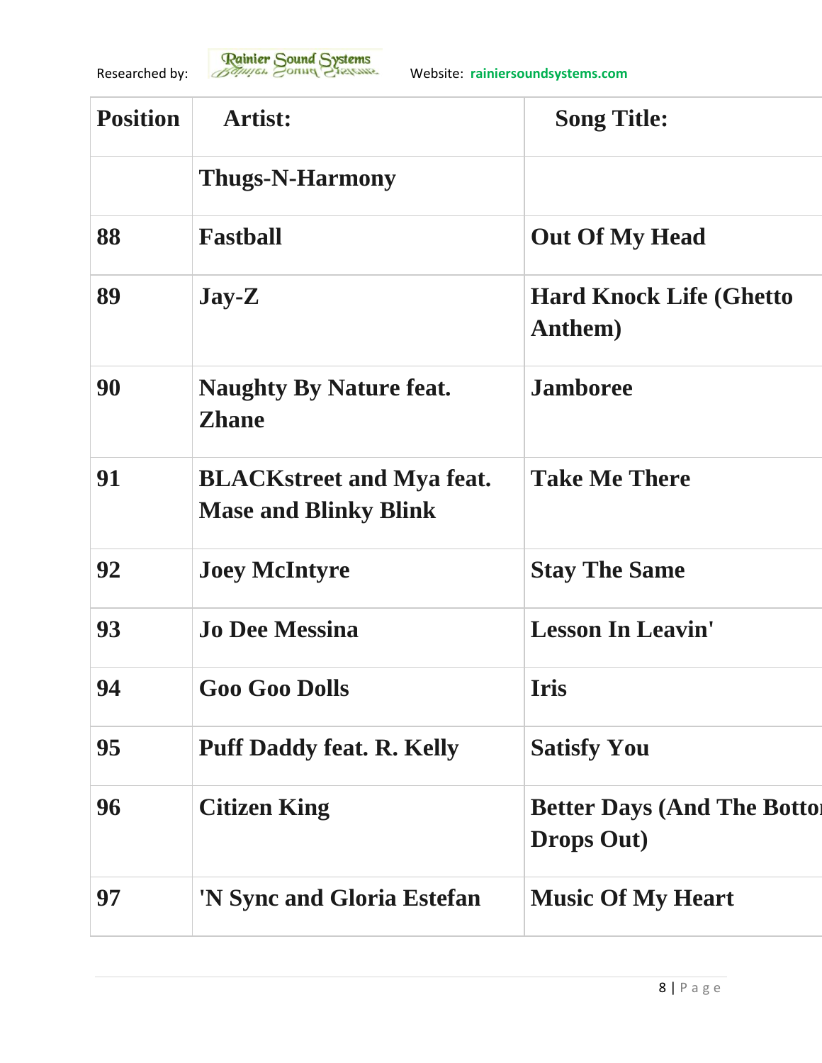Researched by: Rainier Sound Systems Website: rainiersoundsystems.com

| Position | Artist: | Song Title: |
|---|---|---|
| | Thugs-N-Harmony | |
| 88 | Fastball | Out Of My Head |
| 89 | Jay-Z | Hard Knock Life (Ghetto Anthem) |
| 90 | Naughty By Nature feat. Zhane | Jamboree |
| 91 | BLACKstreet and Mya feat. Mase and Blinky Blink | Take Me There |
| 92 | Joey McIntyre | Stay The Same |
| 93 | Jo Dee Messina | Lesson In Leavin' |
| 94 | Goo Goo Dolls | Iris |
| 95 | Puff Daddy feat. R. Kelly | Satisfy You |
| 96 | Citizen King | Better Days (And The Botto Drops Out) |
| 97 | 'N Sync and Gloria Estefan | Music Of My Heart |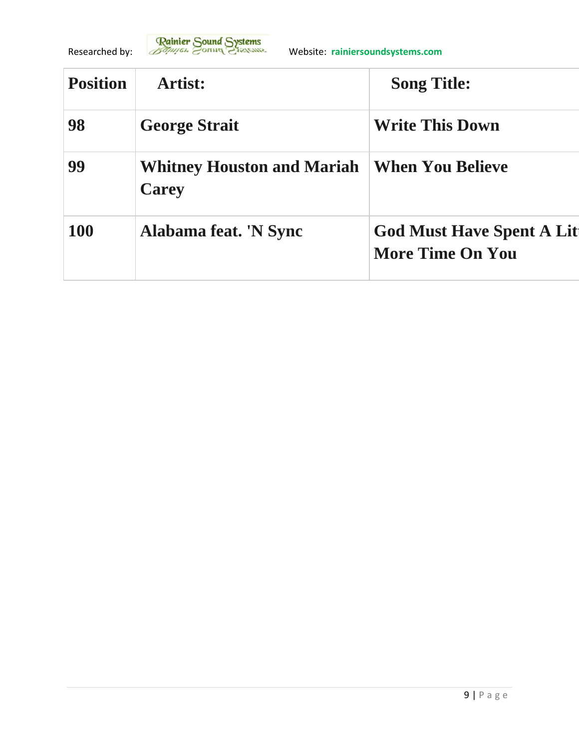| Position | Artist: | Song Title: |
|---|---|---|
| 98 | George Strait | Write This Down |
| 99 | Whitney Houston and Mariah Carey | When You Believe |
| 100 | Alabama feat. 'N Sync | God Must Have Spent A Little More Time On You |